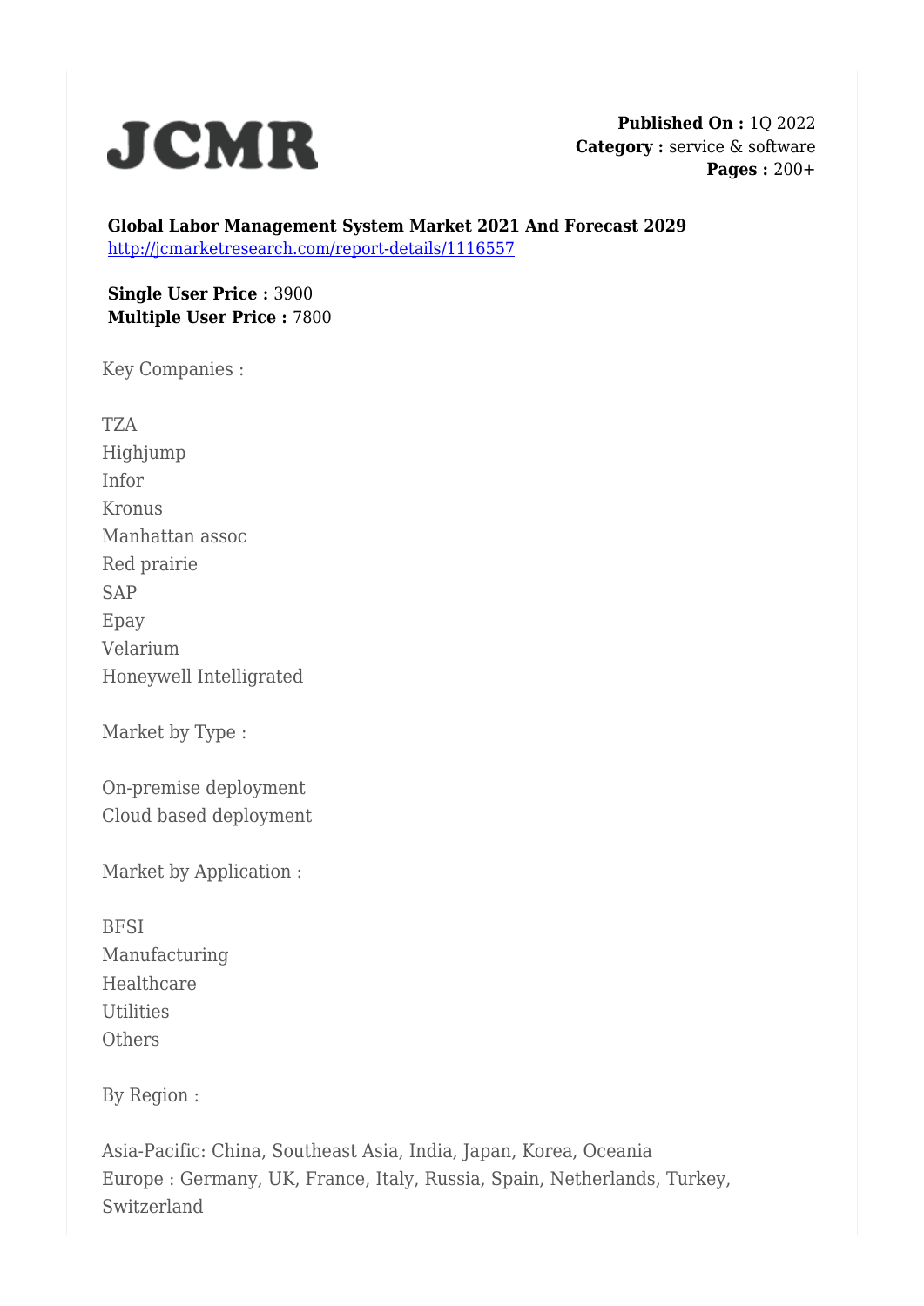**JCMR**

**Published On :** 1Q 2022
**Category :** service & software
**Pages :** 200+

**Global Labor Management System Market 2021 And Forecast 2029**
http://jcmarketresearch.com/report-details/1116557

**Single User Price :** 3900
**Multiple User Price :** 7800

Key Companies :

TZA
Highjump
Infor
Kronus
Manhattan assoc
Red prairie
SAP
Epay
Velarium
Honeywell Intelligrated

Market by Type :

On-premise deployment
Cloud based deployment

Market by Application :

BFSI
Manufacturing
Healthcare
Utilities
Others

By Region :

Asia-Pacific: China, Southeast Asia, India, Japan, Korea, Oceania
Europe : Germany, UK, France, Italy, Russia, Spain, Netherlands, Turkey, Switzerland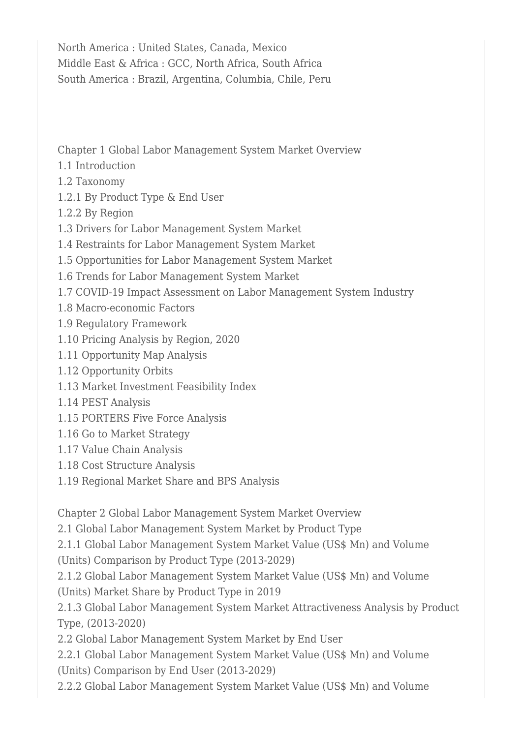North America : United States, Canada, Mexico
Middle East & Africa : GCC, North Africa, South Africa
South America : Brazil, Argentina, Columbia, Chile, Peru

Chapter 1 Global Labor Management System Market Overview
1.1 Introduction
1.2 Taxonomy
1.2.1 By Product Type & End User
1.2.2 By Region
1.3 Drivers for Labor Management System Market
1.4 Restraints for Labor Management System Market
1.5 Opportunities for Labor Management System Market
1.6 Trends for Labor Management System Market
1.7 COVID-19 Impact Assessment on Labor Management System Industry
1.8 Macro-economic Factors
1.9 Regulatory Framework
1.10 Pricing Analysis by Region, 2020
1.11 Opportunity Map Analysis
1.12 Opportunity Orbits
1.13 Market Investment Feasibility Index
1.14 PEST Analysis
1.15 PORTERS Five Force Analysis
1.16 Go to Market Strategy
1.17 Value Chain Analysis
1.18 Cost Structure Analysis
1.19 Regional Market Share and BPS Analysis

Chapter 2 Global Labor Management System Market Overview
2.1 Global Labor Management System Market by Product Type
2.1.1 Global Labor Management System Market Value (US$ Mn) and Volume (Units) Comparison by Product Type (2013-2029)
2.1.2 Global Labor Management System Market Value (US$ Mn) and Volume (Units) Market Share by Product Type in 2019
2.1.3 Global Labor Management System Market Attractiveness Analysis by Product Type, (2013-2020)
2.2 Global Labor Management System Market by End User
2.2.1 Global Labor Management System Market Value (US$ Mn) and Volume (Units) Comparison by End User (2013-2029)
2.2.2 Global Labor Management System Market Value (US$ Mn) and Volume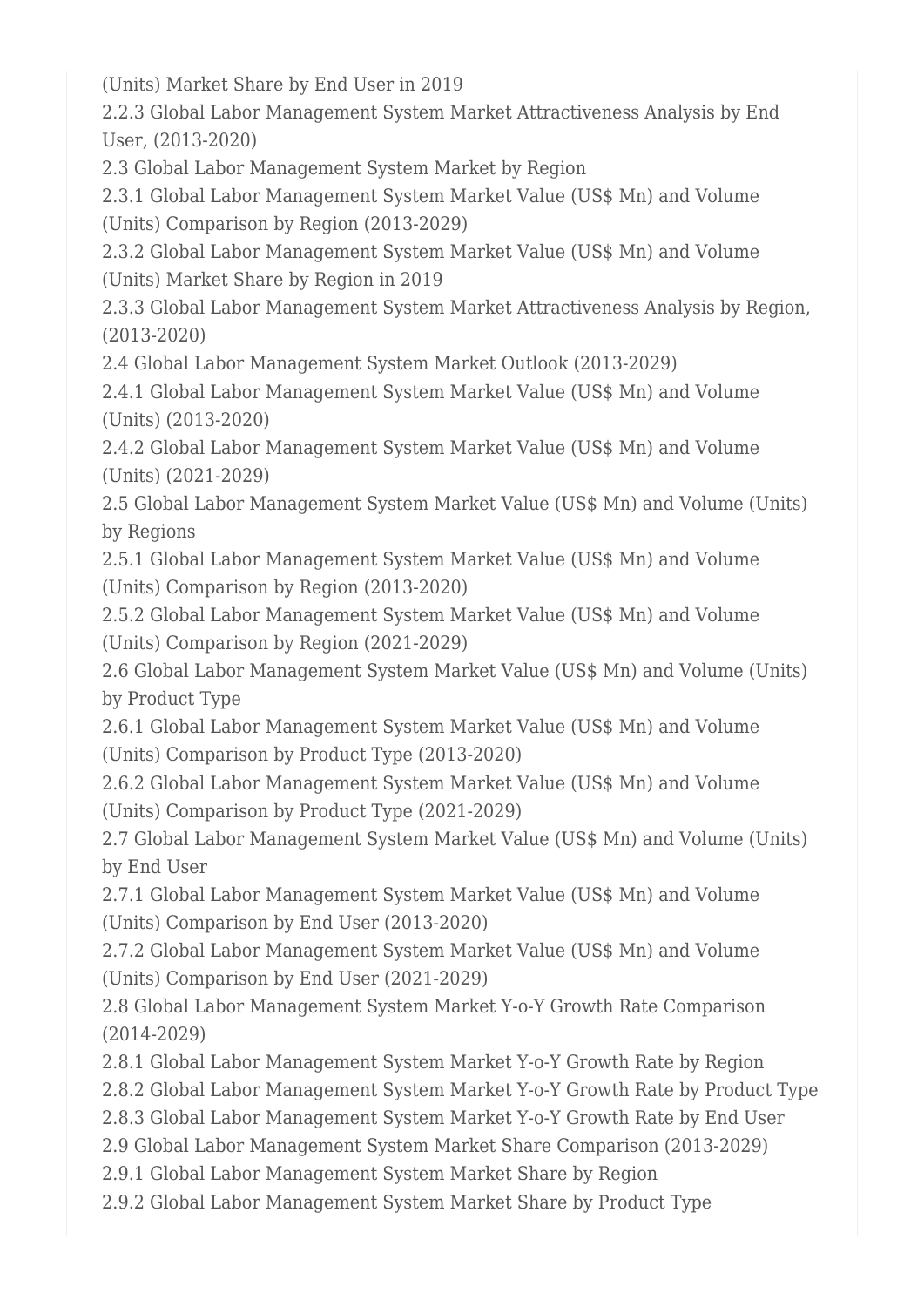(Units) Market Share by End User in 2019

2.2.3 Global Labor Management System Market Attractiveness Analysis by End User, (2013-2020)

2.3 Global Labor Management System Market by Region

2.3.1 Global Labor Management System Market Value (US$ Mn) and Volume (Units) Comparison by Region (2013-2029)

2.3.2 Global Labor Management System Market Value (US$ Mn) and Volume (Units) Market Share by Region in 2019

2.3.3 Global Labor Management System Market Attractiveness Analysis by Region, (2013-2020)

2.4 Global Labor Management System Market Outlook (2013-2029)

2.4.1 Global Labor Management System Market Value (US$ Mn) and Volume (Units) (2013-2020)

2.4.2 Global Labor Management System Market Value (US$ Mn) and Volume (Units) (2021-2029)

2.5 Global Labor Management System Market Value (US$ Mn) and Volume (Units) by Regions

2.5.1 Global Labor Management System Market Value (US$ Mn) and Volume (Units) Comparison by Region (2013-2020)

2.5.2 Global Labor Management System Market Value (US$ Mn) and Volume (Units) Comparison by Region (2021-2029)

2.6 Global Labor Management System Market Value (US$ Mn) and Volume (Units) by Product Type

2.6.1 Global Labor Management System Market Value (US$ Mn) and Volume (Units) Comparison by Product Type (2013-2020)

2.6.2 Global Labor Management System Market Value (US$ Mn) and Volume (Units) Comparison by Product Type (2021-2029)

2.7 Global Labor Management System Market Value (US$ Mn) and Volume (Units) by End User

2.7.1 Global Labor Management System Market Value (US$ Mn) and Volume (Units) Comparison by End User (2013-2020)

2.7.2 Global Labor Management System Market Value (US$ Mn) and Volume (Units) Comparison by End User (2021-2029)

2.8 Global Labor Management System Market Y-o-Y Growth Rate Comparison (2014-2029)

2.8.1 Global Labor Management System Market Y-o-Y Growth Rate by Region

2.8.2 Global Labor Management System Market Y-o-Y Growth Rate by Product Type

2.8.3 Global Labor Management System Market Y-o-Y Growth Rate by End User

2.9 Global Labor Management System Market Share Comparison (2013-2029)

2.9.1 Global Labor Management System Market Share by Region

2.9.2 Global Labor Management System Market Share by Product Type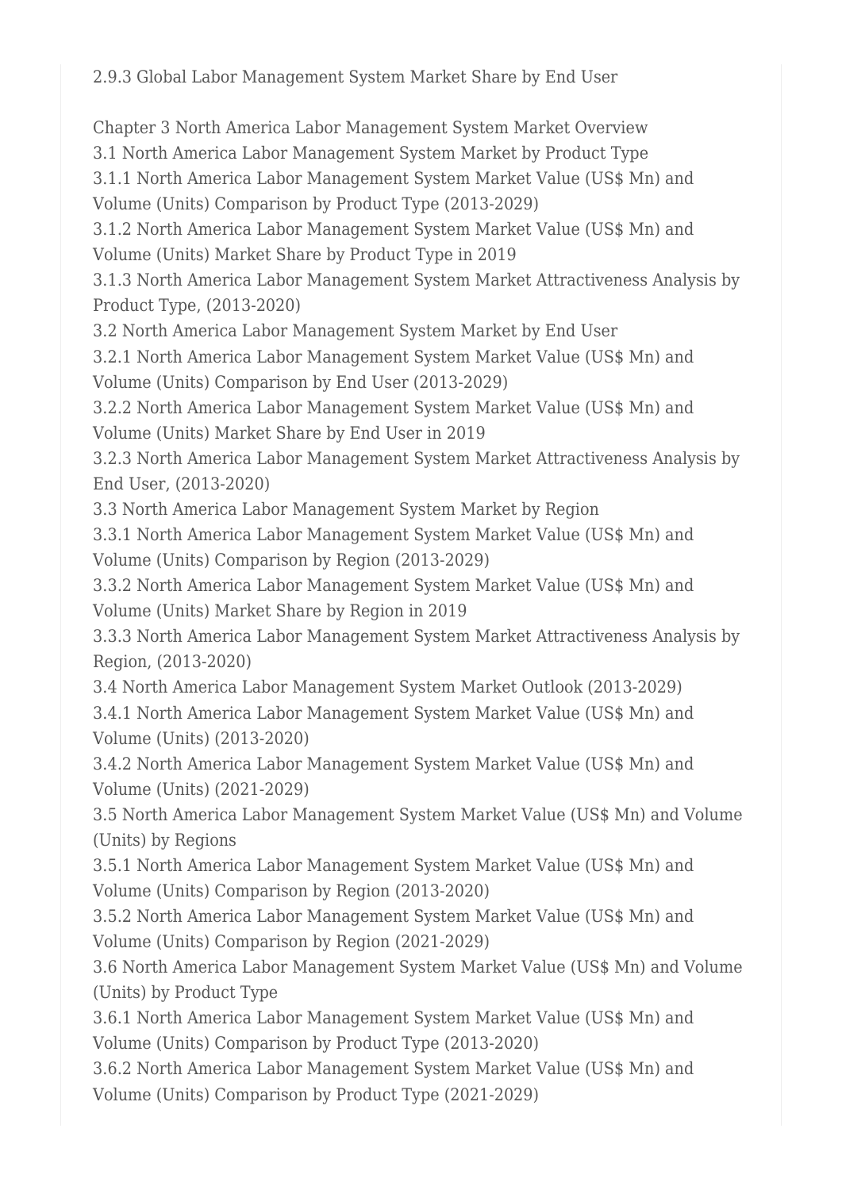2.9.3 Global Labor Management System Market Share by End User

Chapter 3 North America Labor Management System Market Overview
3.1 North America Labor Management System Market by Product Type
3.1.1 North America Labor Management System Market Value (US$ Mn) and Volume (Units) Comparison by Product Type (2013-2029)
3.1.2 North America Labor Management System Market Value (US$ Mn) and Volume (Units) Market Share by Product Type in 2019
3.1.3 North America Labor Management System Market Attractiveness Analysis by Product Type, (2013-2020)
3.2 North America Labor Management System Market by End User
3.2.1 North America Labor Management System Market Value (US$ Mn) and Volume (Units) Comparison by End User (2013-2029)
3.2.2 North America Labor Management System Market Value (US$ Mn) and Volume (Units) Market Share by End User in 2019
3.2.3 North America Labor Management System Market Attractiveness Analysis by End User, (2013-2020)
3.3 North America Labor Management System Market by Region
3.3.1 North America Labor Management System Market Value (US$ Mn) and Volume (Units) Comparison by Region (2013-2029)
3.3.2 North America Labor Management System Market Value (US$ Mn) and Volume (Units) Market Share by Region in 2019
3.3.3 North America Labor Management System Market Attractiveness Analysis by Region, (2013-2020)
3.4 North America Labor Management System Market Outlook (2013-2029)
3.4.1 North America Labor Management System Market Value (US$ Mn) and Volume (Units) (2013-2020)
3.4.2 North America Labor Management System Market Value (US$ Mn) and Volume (Units) (2021-2029)
3.5 North America Labor Management System Market Value (US$ Mn) and Volume (Units) by Regions
3.5.1 North America Labor Management System Market Value (US$ Mn) and Volume (Units) Comparison by Region (2013-2020)
3.5.2 North America Labor Management System Market Value (US$ Mn) and Volume (Units) Comparison by Region (2021-2029)
3.6 North America Labor Management System Market Value (US$ Mn) and Volume (Units) by Product Type
3.6.1 North America Labor Management System Market Value (US$ Mn) and Volume (Units) Comparison by Product Type (2013-2020)
3.6.2 North America Labor Management System Market Value (US$ Mn) and Volume (Units) Comparison by Product Type (2021-2029)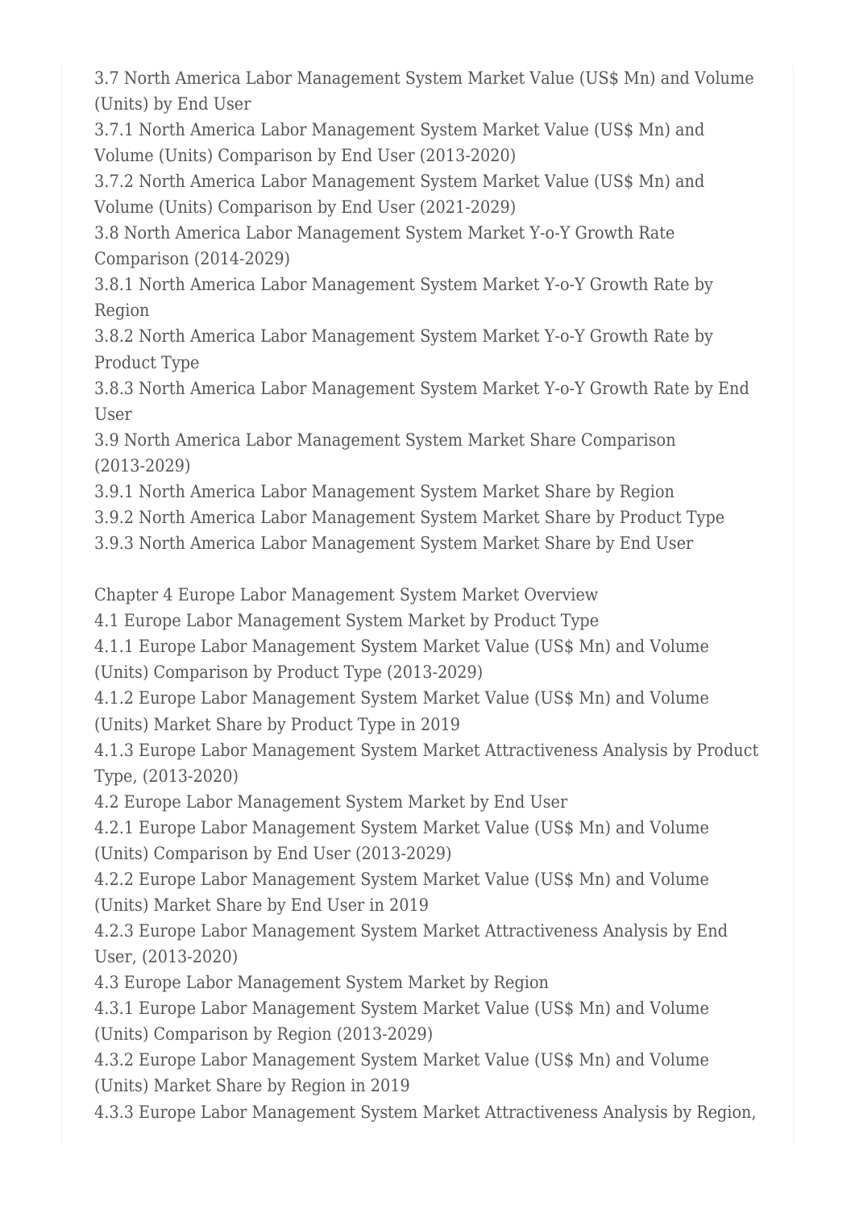3.7 North America Labor Management System Market Value (US$ Mn) and Volume (Units) by End User
3.7.1 North America Labor Management System Market Value (US$ Mn) and Volume (Units) Comparison by End User (2013-2020)
3.7.2 North America Labor Management System Market Value (US$ Mn) and Volume (Units) Comparison by End User (2021-2029)
3.8 North America Labor Management System Market Y-o-Y Growth Rate Comparison (2014-2029)
3.8.1 North America Labor Management System Market Y-o-Y Growth Rate by Region
3.8.2 North America Labor Management System Market Y-o-Y Growth Rate by Product Type
3.8.3 North America Labor Management System Market Y-o-Y Growth Rate by End User
3.9 North America Labor Management System Market Share Comparison (2013-2029)
3.9.1 North America Labor Management System Market Share by Region
3.9.2 North America Labor Management System Market Share by Product Type
3.9.3 North America Labor Management System Market Share by End User

Chapter 4 Europe Labor Management System Market Overview
4.1 Europe Labor Management System Market by Product Type
4.1.1 Europe Labor Management System Market Value (US$ Mn) and Volume (Units) Comparison by Product Type (2013-2029)
4.1.2 Europe Labor Management System Market Value (US$ Mn) and Volume (Units) Market Share by Product Type in 2019
4.1.3 Europe Labor Management System Market Attractiveness Analysis by Product Type, (2013-2020)
4.2 Europe Labor Management System Market by End User
4.2.1 Europe Labor Management System Market Value (US$ Mn) and Volume (Units) Comparison by End User (2013-2029)
4.2.2 Europe Labor Management System Market Value (US$ Mn) and Volume (Units) Market Share by End User in 2019
4.2.3 Europe Labor Management System Market Attractiveness Analysis by End User, (2013-2020)
4.3 Europe Labor Management System Market by Region
4.3.1 Europe Labor Management System Market Value (US$ Mn) and Volume (Units) Comparison by Region (2013-2029)
4.3.2 Europe Labor Management System Market Value (US$ Mn) and Volume (Units) Market Share by Region in 2019
4.3.3 Europe Labor Management System Market Attractiveness Analysis by Region,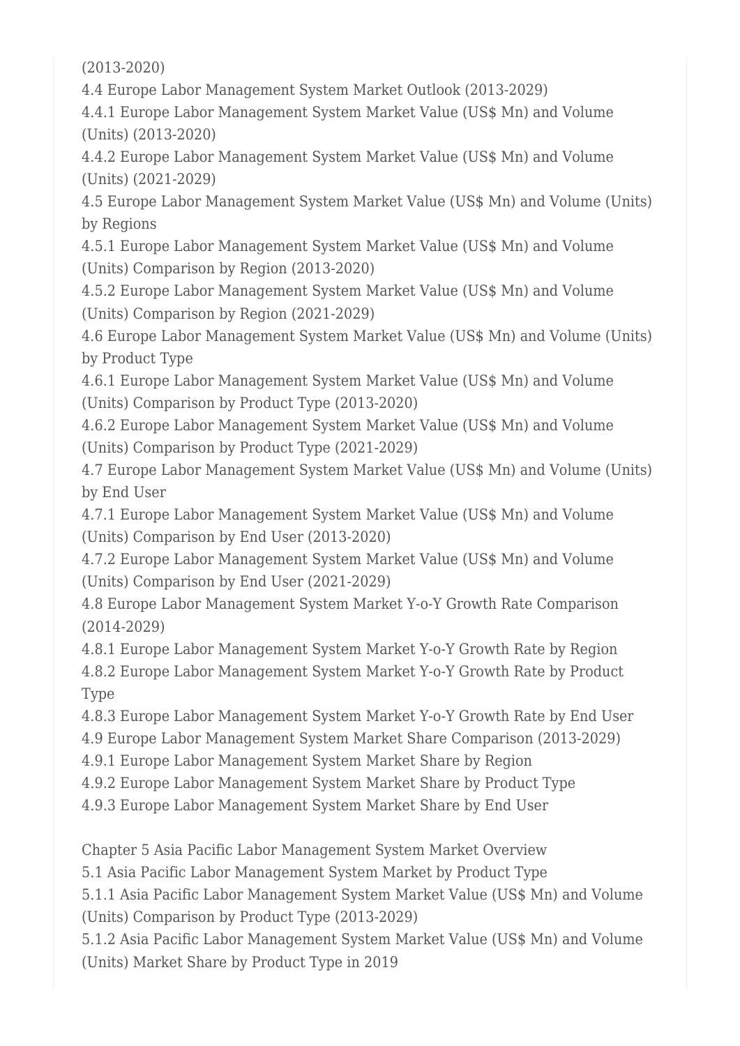(2013-2020)

4.4 Europe Labor Management System Market Outlook (2013-2029)

4.4.1 Europe Labor Management System Market Value (US$ Mn) and Volume (Units) (2013-2020)

4.4.2 Europe Labor Management System Market Value (US$ Mn) and Volume (Units) (2021-2029)

4.5 Europe Labor Management System Market Value (US$ Mn) and Volume (Units) by Regions

4.5.1 Europe Labor Management System Market Value (US$ Mn) and Volume (Units) Comparison by Region (2013-2020)

4.5.2 Europe Labor Management System Market Value (US$ Mn) and Volume (Units) Comparison by Region (2021-2029)

4.6 Europe Labor Management System Market Value (US$ Mn) and Volume (Units) by Product Type

4.6.1 Europe Labor Management System Market Value (US$ Mn) and Volume (Units) Comparison by Product Type (2013-2020)

4.6.2 Europe Labor Management System Market Value (US$ Mn) and Volume (Units) Comparison by Product Type (2021-2029)

4.7 Europe Labor Management System Market Value (US$ Mn) and Volume (Units) by End User

4.7.1 Europe Labor Management System Market Value (US$ Mn) and Volume (Units) Comparison by End User (2013-2020)

4.7.2 Europe Labor Management System Market Value (US$ Mn) and Volume (Units) Comparison by End User (2021-2029)

4.8 Europe Labor Management System Market Y-o-Y Growth Rate Comparison (2014-2029)

4.8.1 Europe Labor Management System Market Y-o-Y Growth Rate by Region

4.8.2 Europe Labor Management System Market Y-o-Y Growth Rate by Product Type

4.8.3 Europe Labor Management System Market Y-o-Y Growth Rate by End User

4.9 Europe Labor Management System Market Share Comparison (2013-2029)

4.9.1 Europe Labor Management System Market Share by Region

4.9.2 Europe Labor Management System Market Share by Product Type

4.9.3 Europe Labor Management System Market Share by End User

Chapter 5 Asia Pacific Labor Management System Market Overview

5.1 Asia Pacific Labor Management System Market by Product Type

5.1.1 Asia Pacific Labor Management System Market Value (US$ Mn) and Volume (Units) Comparison by Product Type (2013-2029)

5.1.2 Asia Pacific Labor Management System Market Value (US$ Mn) and Volume (Units) Market Share by Product Type in 2019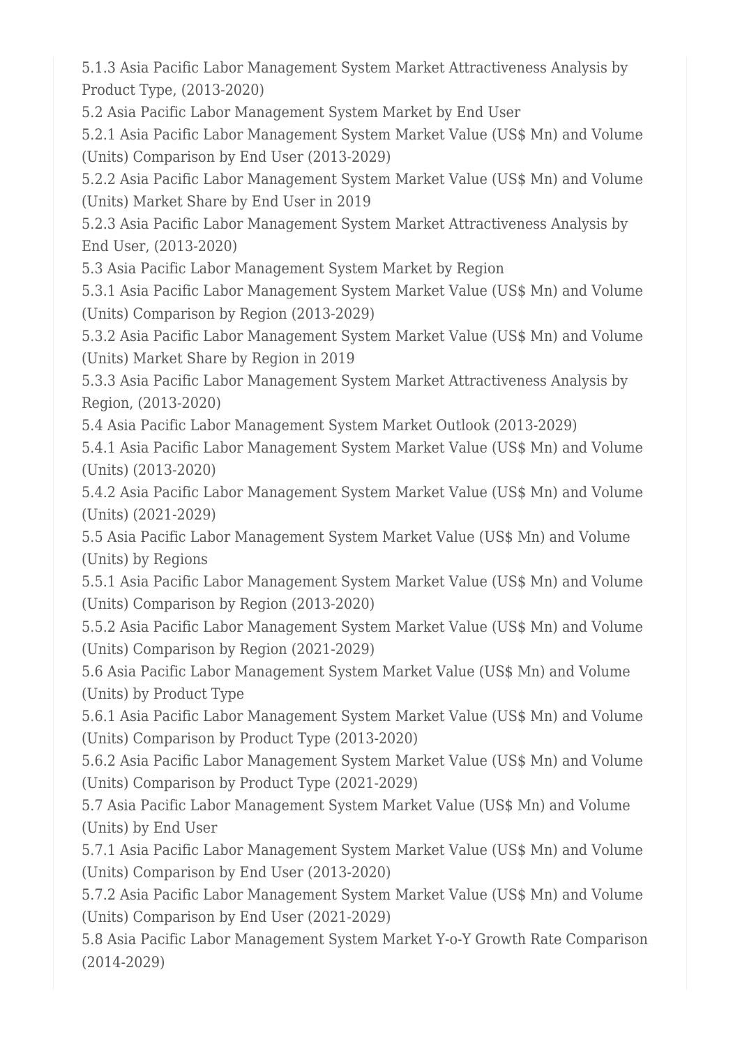5.1.3 Asia Pacific Labor Management System Market Attractiveness Analysis by Product Type, (2013-2020)

5.2 Asia Pacific Labor Management System Market by End User

5.2.1 Asia Pacific Labor Management System Market Value (US$ Mn) and Volume (Units) Comparison by End User (2013-2029)

5.2.2 Asia Pacific Labor Management System Market Value (US$ Mn) and Volume (Units) Market Share by End User in 2019

5.2.3 Asia Pacific Labor Management System Market Attractiveness Analysis by End User, (2013-2020)

5.3 Asia Pacific Labor Management System Market by Region

5.3.1 Asia Pacific Labor Management System Market Value (US$ Mn) and Volume (Units) Comparison by Region (2013-2029)

5.3.2 Asia Pacific Labor Management System Market Value (US$ Mn) and Volume (Units) Market Share by Region in 2019

5.3.3 Asia Pacific Labor Management System Market Attractiveness Analysis by Region, (2013-2020)

5.4 Asia Pacific Labor Management System Market Outlook (2013-2029)

5.4.1 Asia Pacific Labor Management System Market Value (US$ Mn) and Volume (Units) (2013-2020)

5.4.2 Asia Pacific Labor Management System Market Value (US$ Mn) and Volume (Units) (2021-2029)

5.5 Asia Pacific Labor Management System Market Value (US$ Mn) and Volume (Units) by Regions

5.5.1 Asia Pacific Labor Management System Market Value (US$ Mn) and Volume (Units) Comparison by Region (2013-2020)

5.5.2 Asia Pacific Labor Management System Market Value (US$ Mn) and Volume (Units) Comparison by Region (2021-2029)

5.6 Asia Pacific Labor Management System Market Value (US$ Mn) and Volume (Units) by Product Type

5.6.1 Asia Pacific Labor Management System Market Value (US$ Mn) and Volume (Units) Comparison by Product Type (2013-2020)

5.6.2 Asia Pacific Labor Management System Market Value (US$ Mn) and Volume (Units) Comparison by Product Type (2021-2029)

5.7 Asia Pacific Labor Management System Market Value (US$ Mn) and Volume (Units) by End User

5.7.1 Asia Pacific Labor Management System Market Value (US$ Mn) and Volume (Units) Comparison by End User (2013-2020)

5.7.2 Asia Pacific Labor Management System Market Value (US$ Mn) and Volume (Units) Comparison by End User (2021-2029)

5.8 Asia Pacific Labor Management System Market Y-o-Y Growth Rate Comparison (2014-2029)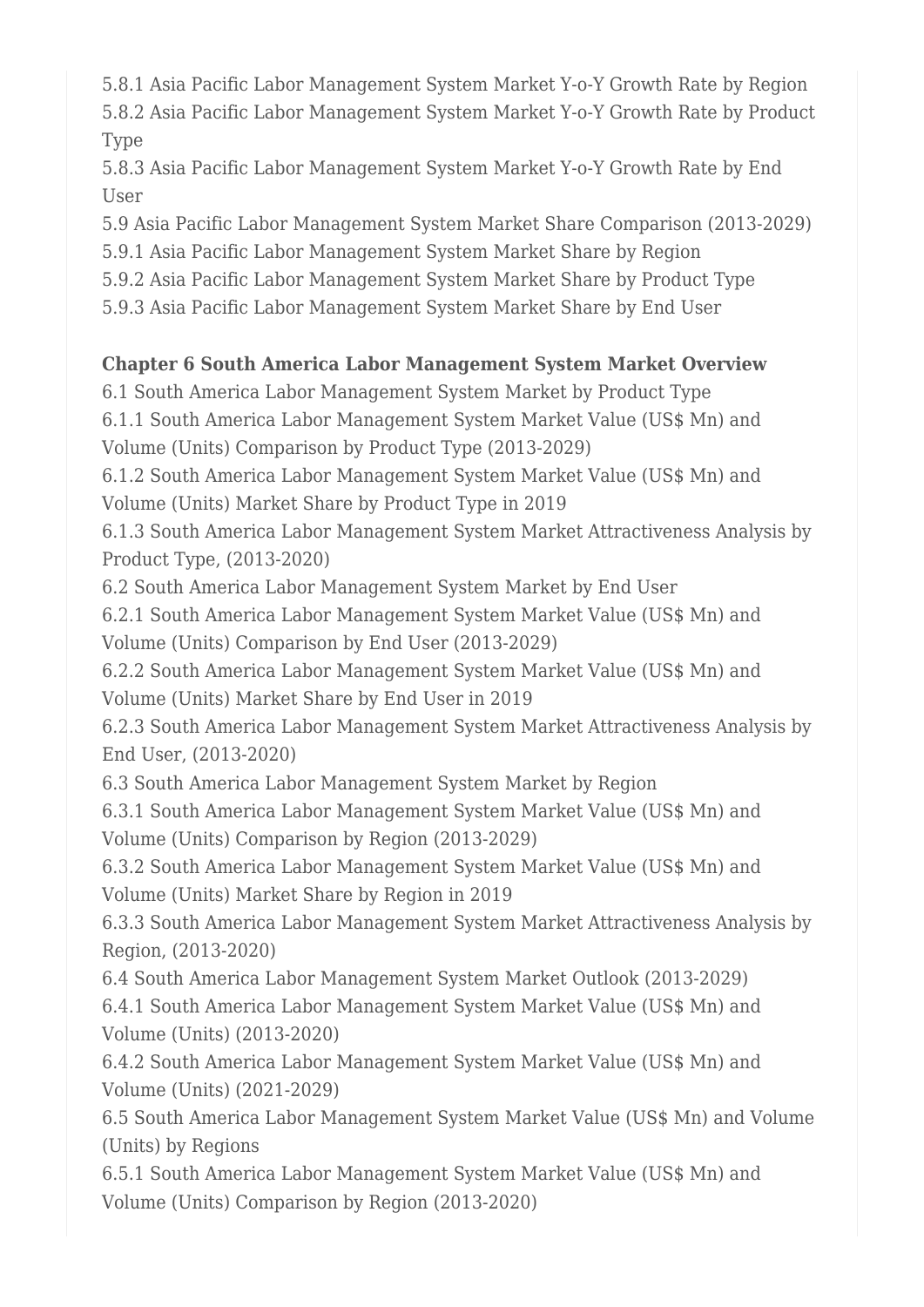5.8.1 Asia Pacific Labor Management System Market Y-o-Y Growth Rate by Region
5.8.2 Asia Pacific Labor Management System Market Y-o-Y Growth Rate by Product Type
5.8.3 Asia Pacific Labor Management System Market Y-o-Y Growth Rate by End User
5.9 Asia Pacific Labor Management System Market Share Comparison (2013-2029)
5.9.1 Asia Pacific Labor Management System Market Share by Region
5.9.2 Asia Pacific Labor Management System Market Share by Product Type
5.9.3 Asia Pacific Labor Management System Market Share by End User

**Chapter 6 South America Labor Management System Market Overview**

6.1 South America Labor Management System Market by Product Type
6.1.1 South America Labor Management System Market Value (US$ Mn) and Volume (Units) Comparison by Product Type (2013-2029)
6.1.2 South America Labor Management System Market Value (US$ Mn) and Volume (Units) Market Share by Product Type in 2019
6.1.3 South America Labor Management System Market Attractiveness Analysis by Product Type, (2013-2020)
6.2 South America Labor Management System Market by End User
6.2.1 South America Labor Management System Market Value (US$ Mn) and Volume (Units) Comparison by End User (2013-2029)
6.2.2 South America Labor Management System Market Value (US$ Mn) and Volume (Units) Market Share by End User in 2019
6.2.3 South America Labor Management System Market Attractiveness Analysis by End User, (2013-2020)
6.3 South America Labor Management System Market by Region
6.3.1 South America Labor Management System Market Value (US$ Mn) and Volume (Units) Comparison by Region (2013-2029)
6.3.2 South America Labor Management System Market Value (US$ Mn) and Volume (Units) Market Share by Region in 2019
6.3.3 South America Labor Management System Market Attractiveness Analysis by Region, (2013-2020)
6.4 South America Labor Management System Market Outlook (2013-2029)
6.4.1 South America Labor Management System Market Value (US$ Mn) and Volume (Units) (2013-2020)
6.4.2 South America Labor Management System Market Value (US$ Mn) and Volume (Units) (2021-2029)
6.5 South America Labor Management System Market Value (US$ Mn) and Volume (Units) by Regions
6.5.1 South America Labor Management System Market Value (US$ Mn) and Volume (Units) Comparison by Region (2013-2020)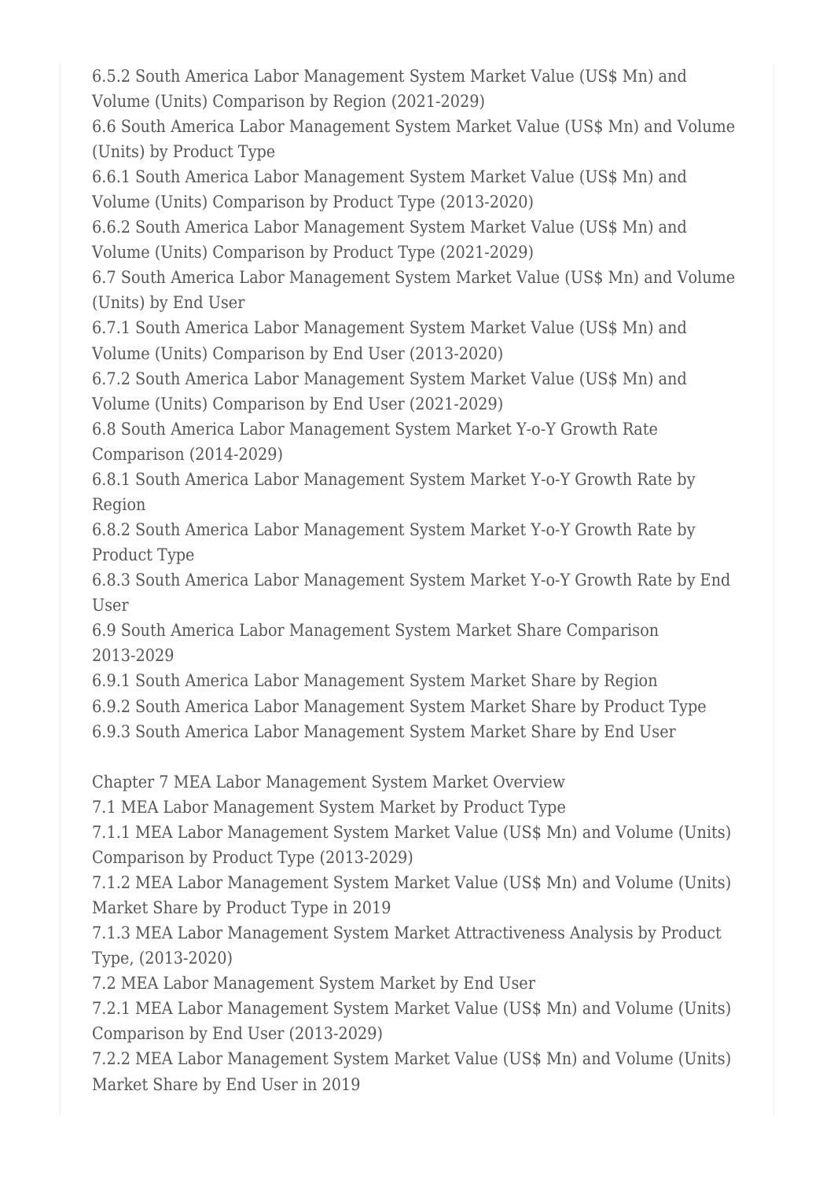6.5.2 South America Labor Management System Market Value (US$ Mn) and Volume (Units) Comparison by Region (2021-2029)
6.6 South America Labor Management System Market Value (US$ Mn) and Volume (Units) by Product Type
6.6.1 South America Labor Management System Market Value (US$ Mn) and Volume (Units) Comparison by Product Type (2013-2020)
6.6.2 South America Labor Management System Market Value (US$ Mn) and Volume (Units) Comparison by Product Type (2021-2029)
6.7 South America Labor Management System Market Value (US$ Mn) and Volume (Units) by End User
6.7.1 South America Labor Management System Market Value (US$ Mn) and Volume (Units) Comparison by End User (2013-2020)
6.7.2 South America Labor Management System Market Value (US$ Mn) and Volume (Units) Comparison by End User (2021-2029)
6.8 South America Labor Management System Market Y-o-Y Growth Rate Comparison (2014-2029)
6.8.1 South America Labor Management System Market Y-o-Y Growth Rate by Region
6.8.2 South America Labor Management System Market Y-o-Y Growth Rate by Product Type
6.8.3 South America Labor Management System Market Y-o-Y Growth Rate by End User
6.9 South America Labor Management System Market Share Comparison 2013-2029
6.9.1 South America Labor Management System Market Share by Region
6.9.2 South America Labor Management System Market Share by Product Type
6.9.3 South America Labor Management System Market Share by End User

Chapter 7 MEA Labor Management System Market Overview
7.1 MEA Labor Management System Market by Product Type
7.1.1 MEA Labor Management System Market Value (US$ Mn) and Volume (Units) Comparison by Product Type (2013-2029)
7.1.2 MEA Labor Management System Market Value (US$ Mn) and Volume (Units) Market Share by Product Type in 2019
7.1.3 MEA Labor Management System Market Attractiveness Analysis by Product Type, (2013-2020)
7.2 MEA Labor Management System Market by End User
7.2.1 MEA Labor Management System Market Value (US$ Mn) and Volume (Units) Comparison by End User (2013-2029)
7.2.2 MEA Labor Management System Market Value (US$ Mn) and Volume (Units) Market Share by End User in 2019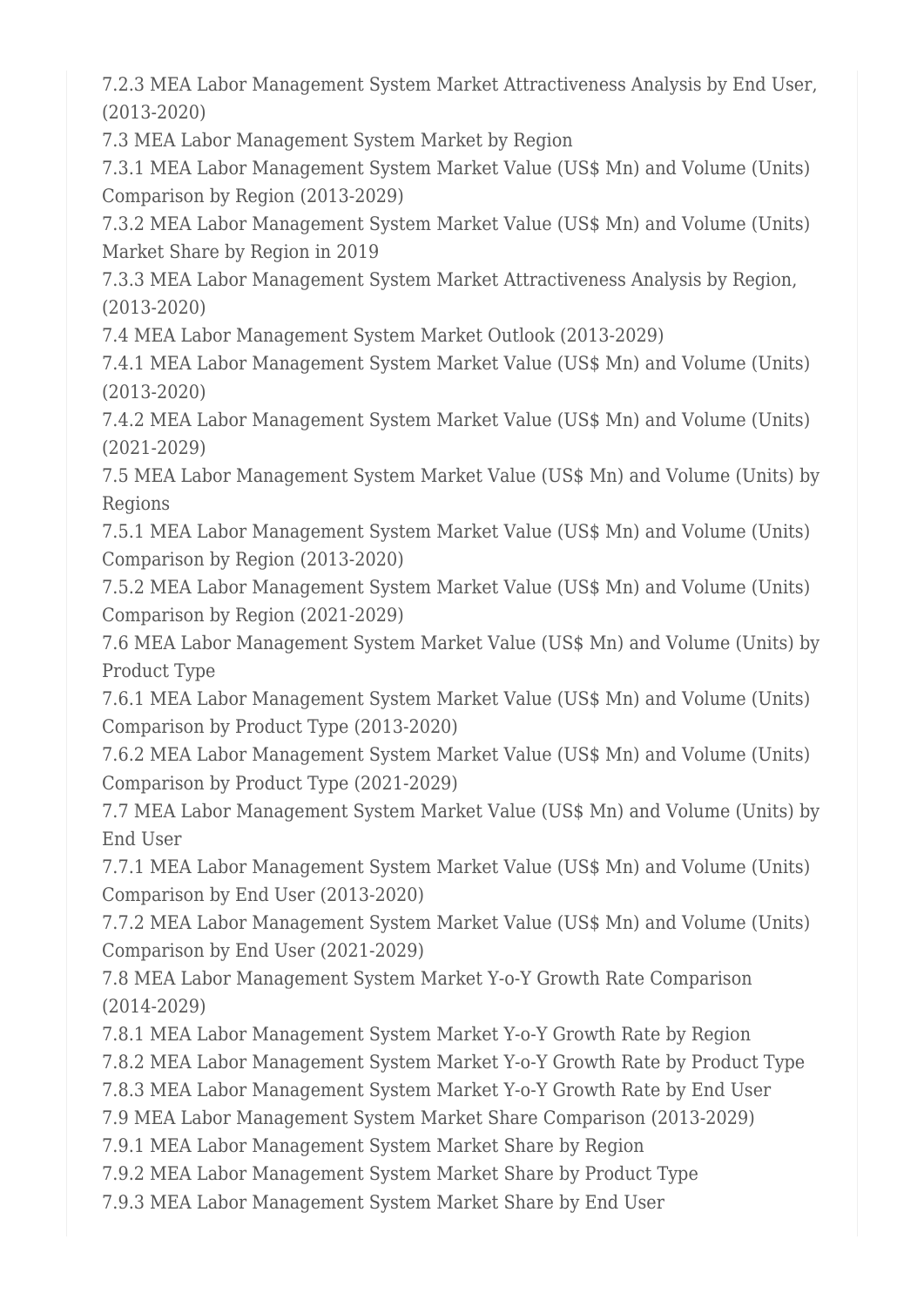7.2.3 MEA Labor Management System Market Attractiveness Analysis by End User, (2013-2020)

7.3 MEA Labor Management System Market by Region

7.3.1 MEA Labor Management System Market Value (US$ Mn) and Volume (Units) Comparison by Region (2013-2029)

7.3.2 MEA Labor Management System Market Value (US$ Mn) and Volume (Units) Market Share by Region in 2019

7.3.3 MEA Labor Management System Market Attractiveness Analysis by Region, (2013-2020)

7.4 MEA Labor Management System Market Outlook (2013-2029)

7.4.1 MEA Labor Management System Market Value (US$ Mn) and Volume (Units) (2013-2020)

7.4.2 MEA Labor Management System Market Value (US$ Mn) and Volume (Units) (2021-2029)

7.5 MEA Labor Management System Market Value (US$ Mn) and Volume (Units) by Regions

7.5.1 MEA Labor Management System Market Value (US$ Mn) and Volume (Units) Comparison by Region (2013-2020)

7.5.2 MEA Labor Management System Market Value (US$ Mn) and Volume (Units) Comparison by Region (2021-2029)

7.6 MEA Labor Management System Market Value (US$ Mn) and Volume (Units) by Product Type

7.6.1 MEA Labor Management System Market Value (US$ Mn) and Volume (Units) Comparison by Product Type (2013-2020)

7.6.2 MEA Labor Management System Market Value (US$ Mn) and Volume (Units) Comparison by Product Type (2021-2029)

7.7 MEA Labor Management System Market Value (US$ Mn) and Volume (Units) by End User

7.7.1 MEA Labor Management System Market Value (US$ Mn) and Volume (Units) Comparison by End User (2013-2020)

7.7.2 MEA Labor Management System Market Value (US$ Mn) and Volume (Units) Comparison by End User (2021-2029)

7.8 MEA Labor Management System Market Y-o-Y Growth Rate Comparison (2014-2029)

7.8.1 MEA Labor Management System Market Y-o-Y Growth Rate by Region

7.8.2 MEA Labor Management System Market Y-o-Y Growth Rate by Product Type

7.8.3 MEA Labor Management System Market Y-o-Y Growth Rate by End User

7.9 MEA Labor Management System Market Share Comparison (2013-2029)

7.9.1 MEA Labor Management System Market Share by Region

7.9.2 MEA Labor Management System Market Share by Product Type

7.9.3 MEA Labor Management System Market Share by End User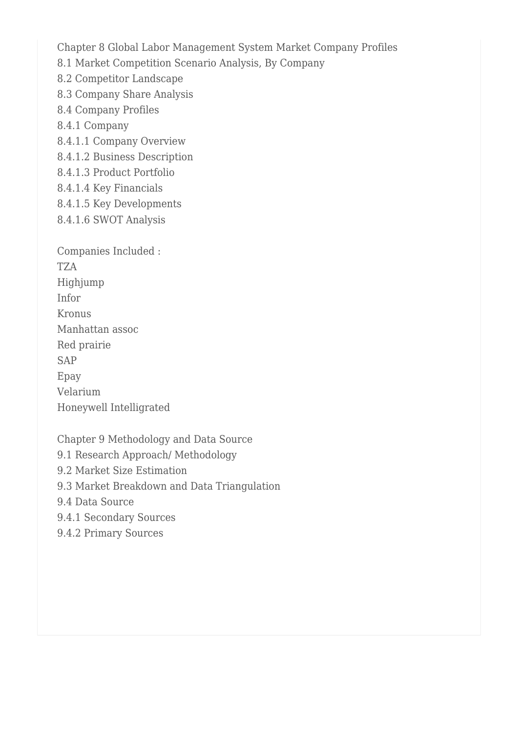Chapter 8 Global Labor Management System Market Company Profiles
8.1 Market Competition Scenario Analysis, By Company
8.2 Competitor Landscape
8.3 Company Share Analysis
8.4 Company Profiles
8.4.1 Company
8.4.1.1 Company Overview
8.4.1.2 Business Description
8.4.1.3 Product Portfolio
8.4.1.4 Key Financials
8.4.1.5 Key Developments
8.4.1.6 SWOT Analysis

Companies Included :
TZA
Highjump
Infor
Kronus
Manhattan assoc
Red prairie
SAP
Epay
Velarium
Honeywell Intelligrated

Chapter 9 Methodology and Data Source
9.1 Research Approach/ Methodology
9.2 Market Size Estimation
9.3 Market Breakdown and Data Triangulation
9.4 Data Source
9.4.1 Secondary Sources
9.4.2 Primary Sources